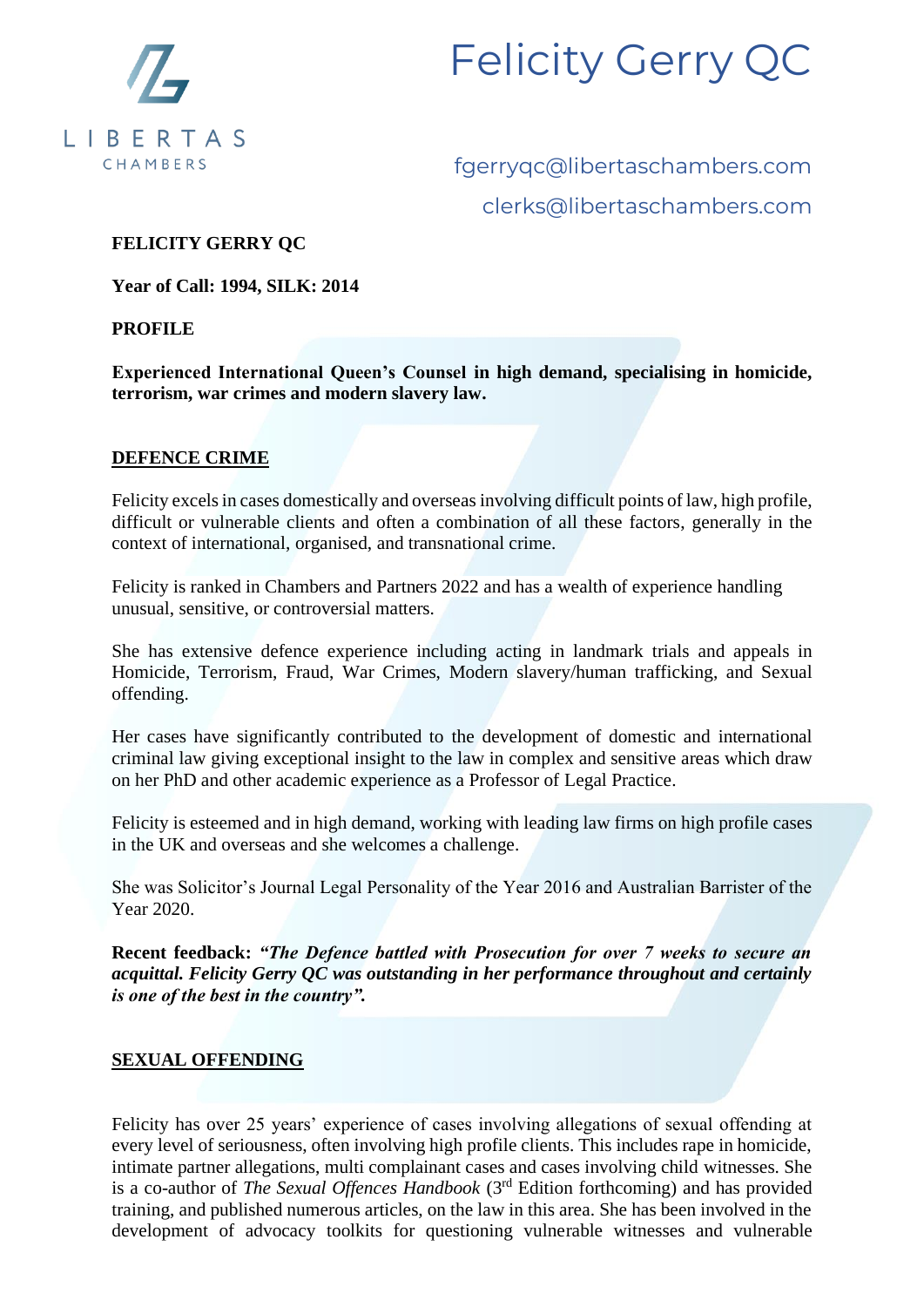# Felicity Gerry QC

fgerryqc@libertaschambers.com

clerks@libertaschambers.com

**FELICITY GERRY QC**

**Year of Call: 1994, SILK: 2014**

**PROFILE**

**Experienced International Queen's Counsel in high demand, specialising in homicide, terrorism, war crimes and modern slavery law.**

## DEFENCE CRIME

Felicity excels in cases domestically and overseas involving difficult points of law, high profile, difficult or vulnerable clients and often a combination of all these factors, generally in the context of international, organised, and transnational crime.

Felicity is ranked in Chambers and Partners 2022 and has a wealth of experience handling unusual, sensitive, or controversial matters.

She has extensive defence experience including acting in landmark trials and appeals in Homicide, Terrorism, Fraud, War Crimes, Modern slavery/human trafficking, and Sexual offending.

Her cases have significantly contributed to the development of domestic and international criminal law giving exceptional insight to the law in complex and sensitive areas which draw on her PhD and other academic experience as a Professor of Legal Practice.

Felicity is esteemed and in high demand, working with leading law firms on high profile cases in the UK and overseas and she welcomes a challenge.

She was Solicitor's Journal Legal Personality of the Year 2016 and Australian Barrister of the Year 2020.

**Recent feedback:** ***"The Defence battled with Prosecution for over 7 weeks to secure an acquittal. Felicity Gerry QC was outstanding in her performance throughout and certainly is one of the best in the country".***

## SEXUAL OFFENDING

Felicity has over 25 years' experience of cases involving allegations of sexual offending at every level of seriousness, often involving high profile clients. This includes rape in homicide, intimate partner allegations, multi complainant cases and cases involving child witnesses. She is a co-author of *The Sexual Offences Handbook* (3rd Edition forthcoming) and has provided training, and published numerous articles, on the law in this area. She has been involved in the development of advocacy toolkits for questioning vulnerable witnesses and vulnerable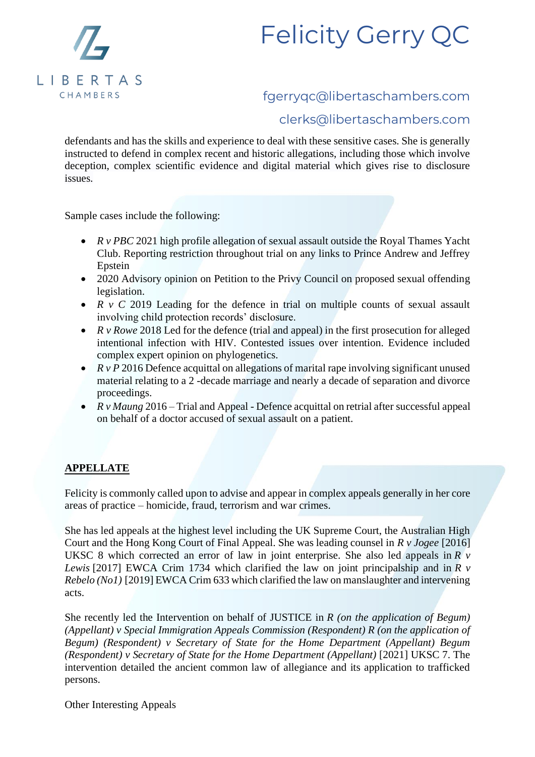defendants and has the skills and experience to deal with these sensitive cases. She is generally instructed to defend in complex recent and historic allegations, including those which involve deception, complex scientific evidence and digital material which gives rise to disclosure issues.

Sample cases include the following:

- *R v PBC* 2021 high profile allegation of sexual assault outside the Royal Thames Yacht Club. Reporting restriction throughout trial on any links to Prince Andrew and Jeffrey Epstein
- 2020 Advisory opinion on Petition to the Privy Council on proposed sexual offending legislation.
- *R v C* 2019 Leading for the defence in trial on multiple counts of sexual assault involving child protection records' disclosure.
- *R v Rowe* 2018 Led for the defence (trial and appeal) in the first prosecution for alleged intentional infection with HIV. Contested issues over intention. Evidence included complex expert opinion on phylogenetics.
- *R v P* 2016 Defence acquittal on allegations of marital rape involving significant unused material relating to a 2 -decade marriage and nearly a decade of separation and divorce proceedings.
- *R v Maung* 2016 – Trial and Appeal - Defence acquittal on retrial after successful appeal on behalf of a doctor accused of sexual assault on a patient.

## APPELLATE

Felicity is commonly called upon to advise and appear in complex appeals generally in her core areas of practice – homicide, fraud, terrorism and war crimes.

She has led appeals at the highest level including the UK Supreme Court, the Australian High Court and the Hong Kong Court of Final Appeal. She was leading counsel in *R v Jogee* [2016] UKSC 8 which corrected an error of law in joint enterprise. She also led appeals in *R v Lewis* [2017] EWCA Crim 1734 which clarified the law on joint principalship and in *R v Rebelo (No1)* [2019] EWCA Crim 633 which clarified the law on manslaughter and intervening acts.

She recently led the Intervention on behalf of JUSTICE in *R (on the application of Begum) (Appellant) v Special Immigration Appeals Commission (Respondent) R (on the application of Begum) (Respondent) v Secretary of State for the Home Department (Appellant) Begum (Respondent) v Secretary of State for the Home Department (Appellant)* [2021] UKSC 7. The intervention detailed the ancient common law of allegiance and its application to trafficked persons.

Other Interesting Appeals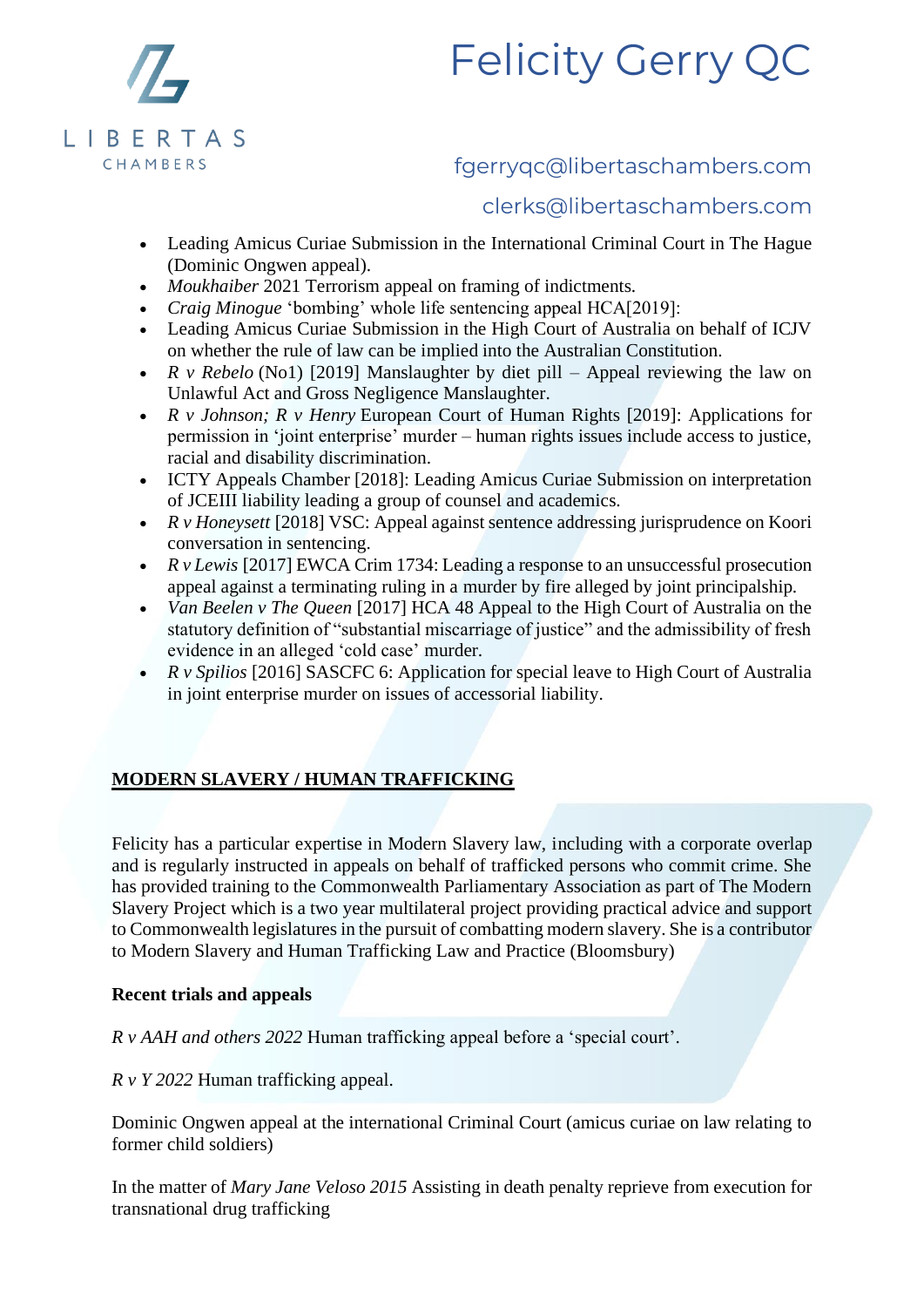- Leading Amicus Curiae Submission in the International Criminal Court in The Hague (Dominic Ongwen appeal).
- *Moukhaiber* 2021 Terrorism appeal on framing of indictments.
- *Craig Minogue* 'bombing' whole life sentencing appeal HCA[2019]:
- Leading Amicus Curiae Submission in the High Court of Australia on behalf of ICJV on whether the rule of law can be implied into the Australian Constitution.
- *R v Rebelo* (No1) [2019] Manslaughter by diet pill – Appeal reviewing the law on Unlawful Act and Gross Negligence Manslaughter.
- *R v Johnson; R v Henry* European Court of Human Rights [2019]: Applications for permission in 'joint enterprise' murder – human rights issues include access to justice, racial and disability discrimination.
- ICTY Appeals Chamber [2018]: Leading Amicus Curiae Submission on interpretation of JCEIII liability leading a group of counsel and academics.
- *R v Honeysett* [2018] VSC: Appeal against sentence addressing jurisprudence on Koori conversation in sentencing.
- *R v Lewis* [2017] EWCA Crim 1734: Leading a response to an unsuccessful prosecution appeal against a terminating ruling in a murder by fire alleged by joint principalship.
- *Van Beelen v The Queen* [2017] HCA 48 Appeal to the High Court of Australia on the statutory definition of "substantial miscarriage of justice" and the admissibility of fresh evidence in an alleged 'cold case' murder.
- *R v Spilios* [2016] SASCFC 6: Application for special leave to High Court of Australia in joint enterprise murder on issues of accessorial liability.

## MODERN SLAVERY / HUMAN TRAFFICKING

Felicity has a particular expertise in Modern Slavery law, including with a corporate overlap and is regularly instructed in appeals on behalf of trafficked persons who commit crime. She has provided training to the Commonwealth Parliamentary Association as part of The Modern Slavery Project which is a two year multilateral project providing practical advice and support to Commonwealth legislatures in the pursuit of combatting modern slavery. She is a contributor to Modern Slavery and Human Trafficking Law and Practice (Bloomsbury)

**Recent trials and appeals**

*R v AAH and others 2022* Human trafficking appeal before a 'special court'.

*R v Y 2022* Human trafficking appeal.

Dominic Ongwen appeal at the international Criminal Court (amicus curiae on law relating to former child soldiers)

In the matter of *Mary Jane Veloso 2015* Assisting in death penalty reprieve from execution for transnational drug trafficking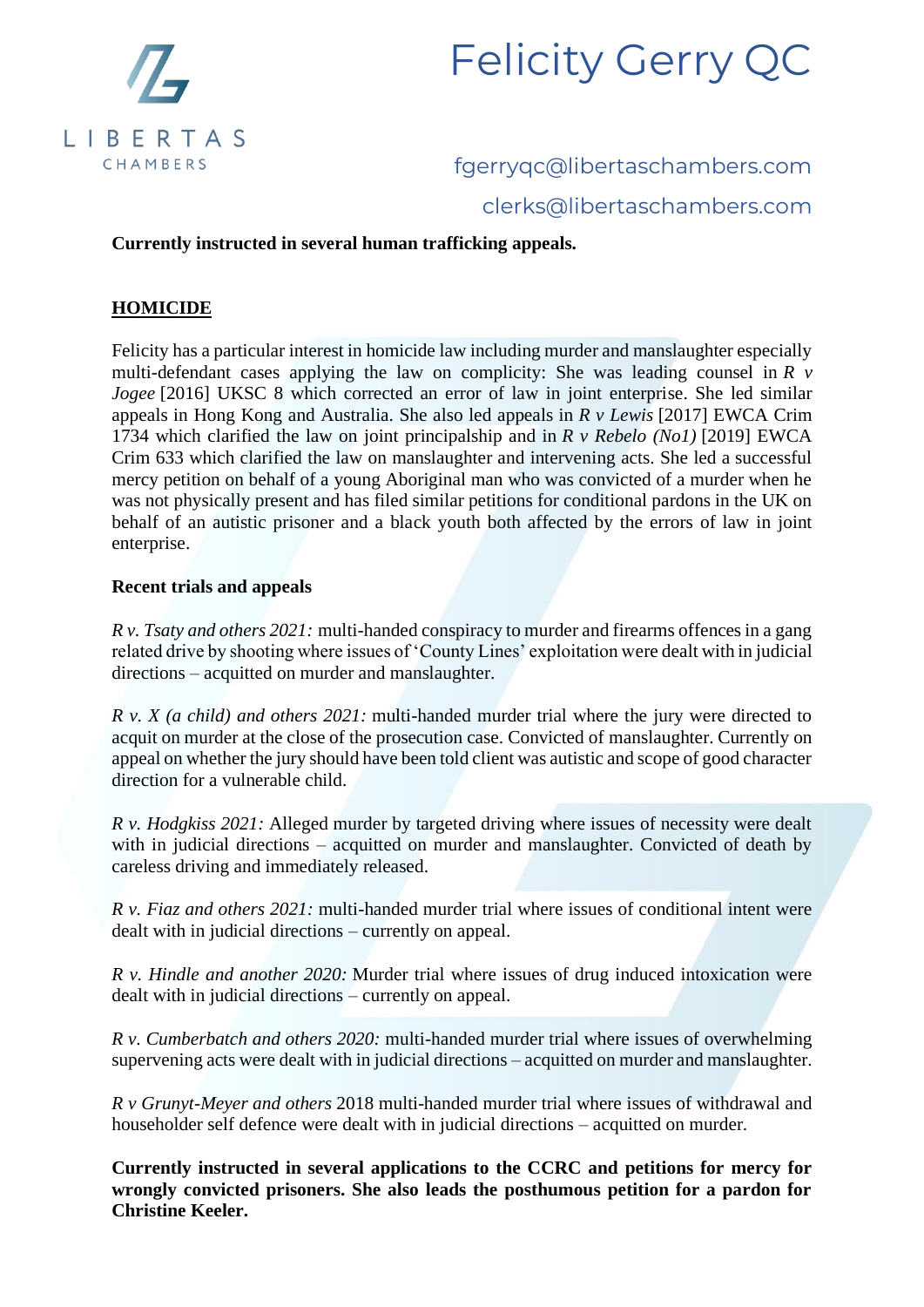**Currently instructed in several human trafficking appeals.**

## HOMICIDE

Felicity has a particular interest in homicide law including murder and manslaughter especially multi-defendant cases applying the law on complicity: She was leading counsel in *R v Jogee* [2016] UKSC 8 which corrected an error of law in joint enterprise. She led similar appeals in Hong Kong and Australia. She also led appeals in *R v Lewis* [2017] EWCA Crim 1734 which clarified the law on joint principalship and in *R v Rebelo (No1)* [2019] EWCA Crim 633 which clarified the law on manslaughter and intervening acts. She led a successful mercy petition on behalf of a young Aboriginal man who was convicted of a murder when he was not physically present and has filed similar petitions for conditional pardons in the UK on behalf of an autistic prisoner and a black youth both affected by the errors of law in joint enterprise.

**Recent trials and appeals**

*R v. Tsaty and others 2021:* multi-handed conspiracy to murder and firearms offences in a gang related drive by shooting where issues of 'County Lines' exploitation were dealt with in judicial directions – acquitted on murder and manslaughter.

*R v. X (a child) and others 2021:* multi-handed murder trial where the jury were directed to acquit on murder at the close of the prosecution case. Convicted of manslaughter. Currently on appeal on whether the jury should have been told client was autistic and scope of good character direction for a vulnerable child.

*R v. Hodgkiss 2021:* Alleged murder by targeted driving where issues of necessity were dealt with in judicial directions – acquitted on murder and manslaughter. Convicted of death by careless driving and immediately released.

*R v. Fiaz and others 2021:* multi-handed murder trial where issues of conditional intent were dealt with in judicial directions – currently on appeal.

*R v. Hindle and another 2020:* Murder trial where issues of drug induced intoxication were dealt with in judicial directions – currently on appeal.

*R v. Cumberbatch and others 2020:* multi-handed murder trial where issues of overwhelming supervening acts were dealt with in judicial directions – acquitted on murder and manslaughter.

*R v Grunyt-Meyer and others* 2018 multi-handed murder trial where issues of withdrawal and householder self defence were dealt with in judicial directions – acquitted on murder.

**Currently instructed in several applications to the CCRC and petitions for mercy for wrongly convicted prisoners. She also leads the posthumous petition for a pardon for Christine Keeler.**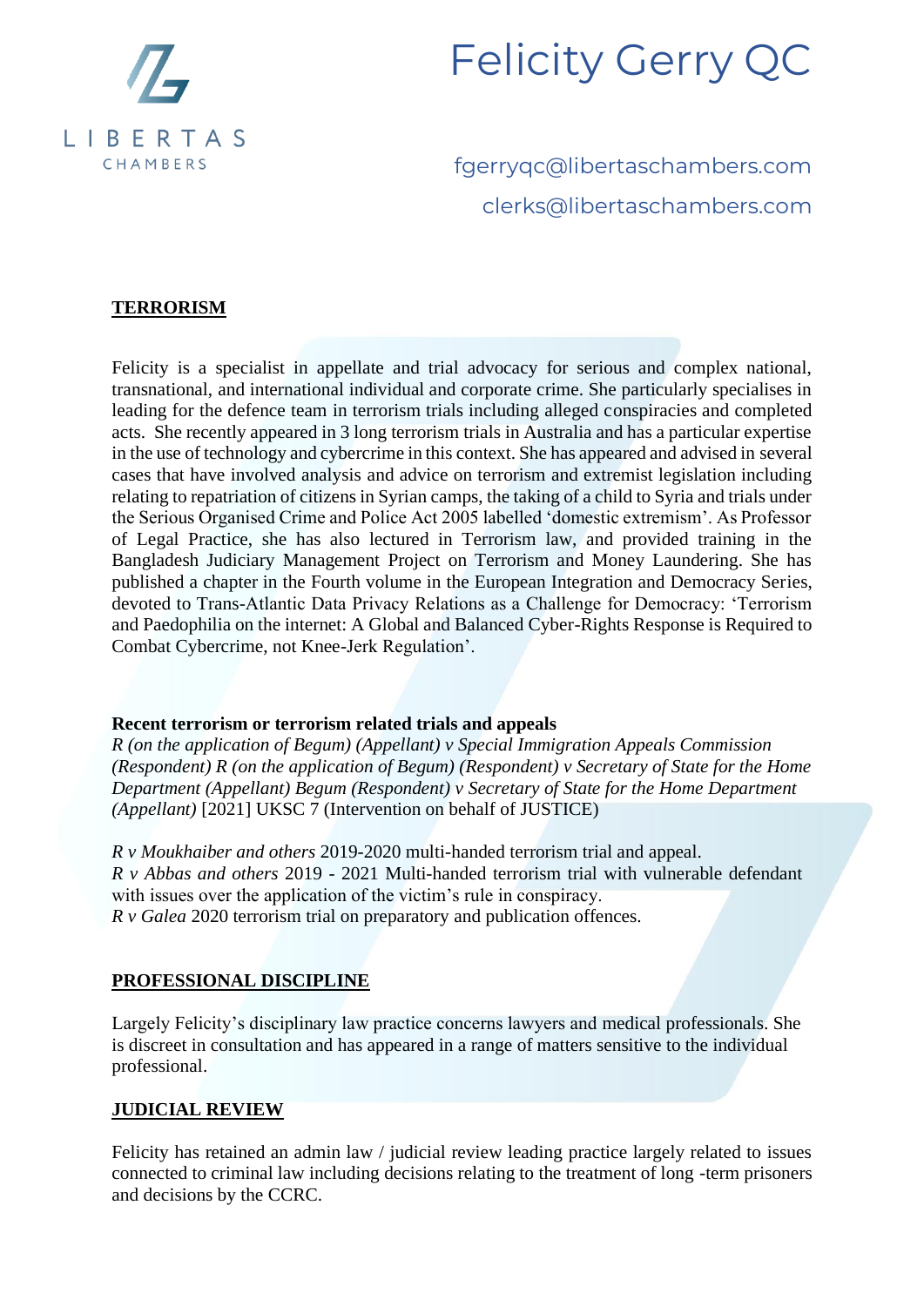## TERRORISM

Felicity is a specialist in appellate and trial advocacy for serious and complex national, transnational, and international individual and corporate crime. She particularly specialises in leading for the defence team in terrorism trials including alleged conspiracies and completed acts. She recently appeared in 3 long terrorism trials in Australia and has a particular expertise in the use of technology and cybercrime in this context. She has appeared and advised in several cases that have involved analysis and advice on terrorism and extremist legislation including relating to repatriation of citizens in Syrian camps, the taking of a child to Syria and trials under the Serious Organised Crime and Police Act 2005 labelled 'domestic extremism'. As Professor of Legal Practice, she has also lectured in Terrorism law, and provided training in the Bangladesh Judiciary Management Project on Terrorism and Money Laundering. She has published a chapter in the Fourth volume in the European Integration and Democracy Series, devoted to Trans-Atlantic Data Privacy Relations as a Challenge for Democracy: 'Terrorism and Paedophilia on the internet: A Global and Balanced Cyber-Rights Response is Required to Combat Cybercrime, not Knee-Jerk Regulation'.

**Recent terrorism or terrorism related trials and appeals**

*R (on the application of Begum) (Appellant) v Special Immigration Appeals Commission (Respondent) R (on the application of Begum) (Respondent) v Secretary of State for the Home Department (Appellant) Begum (Respondent) v Secretary of State for the Home Department (Appellant)* [2021] UKSC 7 (Intervention on behalf of JUSTICE)

*R v Moukhaiber and others* 2019-2020 multi-handed terrorism trial and appeal.
*R v Abbas and others* 2019 - 2021 Multi-handed terrorism trial with vulnerable defendant with issues over the application of the victim's rule in conspiracy.
*R v Galea* 2020 terrorism trial on preparatory and publication offences.

## PROFESSIONAL DISCIPLINE

Largely Felicity's disciplinary law practice concerns lawyers and medical professionals. She is discreet in consultation and has appeared in a range of matters sensitive to the individual professional.

## JUDICIAL REVIEW

Felicity has retained an admin law / judicial review leading practice largely related to issues connected to criminal law including decisions relating to the treatment of long -term prisoners and decisions by the CCRC.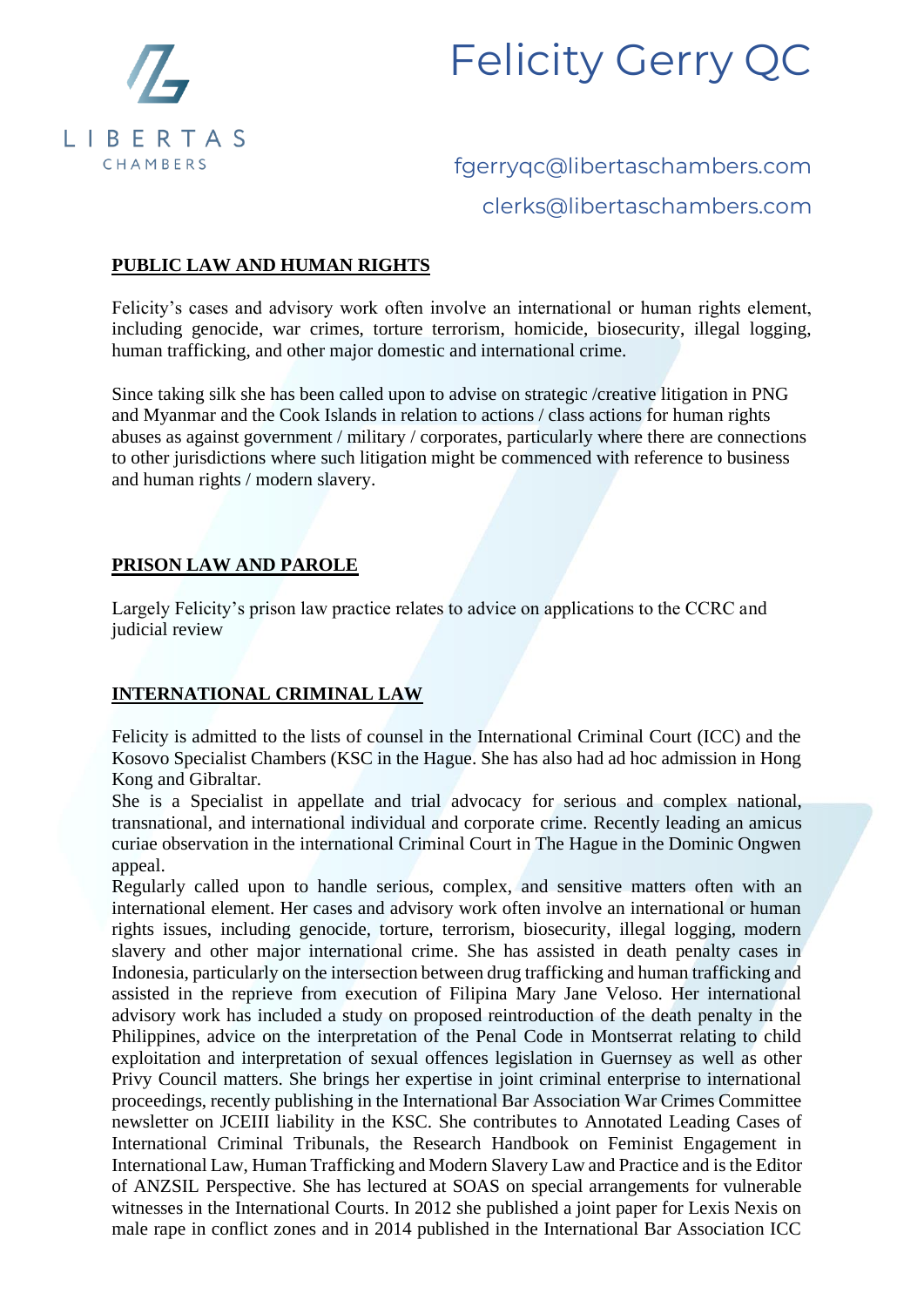# Felicity Gerry QC

fgerryqc@libertaschambers.com

clerks@libertaschambers.com

## PUBLIC LAW AND HUMAN RIGHTS

Felicity's cases and advisory work often involve an international or human rights element, including genocide, war crimes, torture terrorism, homicide, biosecurity, illegal logging, human trafficking, and other major domestic and international crime.

Since taking silk she has been called upon to advise on strategic /creative litigation in PNG and Myanmar and the Cook Islands in relation to actions / class actions for human rights abuses as against government / military / corporates, particularly where there are connections to other jurisdictions where such litigation might be commenced with reference to business and human rights / modern slavery.

## PRISON LAW AND PAROLE

Largely Felicity's prison law practice relates to advice on applications to the CCRC and judicial review

## INTERNATIONAL CRIMINAL LAW

Felicity is admitted to the lists of counsel in the International Criminal Court (ICC) and the Kosovo Specialist Chambers (KSC in the Hague. She has also had ad hoc admission in Hong Kong and Gibraltar.

She is a Specialist in appellate and trial advocacy for serious and complex national, transnational, and international individual and corporate crime. Recently leading an amicus curiae observation in the international Criminal Court in The Hague in the Dominic Ongwen appeal.

Regularly called upon to handle serious, complex, and sensitive matters often with an international element. Her cases and advisory work often involve an international or human rights issues, including genocide, torture, terrorism, biosecurity, illegal logging, modern slavery and other major international crime. She has assisted in death penalty cases in Indonesia, particularly on the intersection between drug trafficking and human trafficking and assisted in the reprieve from execution of Filipina Mary Jane Veloso. Her international advisory work has included a study on proposed reintroduction of the death penalty in the Philippines, advice on the interpretation of the Penal Code in Montserrat relating to child exploitation and interpretation of sexual offences legislation in Guernsey as well as other Privy Council matters. She brings her expertise in joint criminal enterprise to international proceedings, recently publishing in the International Bar Association War Crimes Committee newsletter on JCEIII liability in the KSC. She contributes to Annotated Leading Cases of International Criminal Tribunals, the Research Handbook on Feminist Engagement in International Law, Human Trafficking and Modern Slavery Law and Practice and is the Editor of ANZSIL Perspective. She has lectured at SOAS on special arrangements for vulnerable witnesses in the International Courts. In 2012 she published a joint paper for Lexis Nexis on male rape in conflict zones and in 2014 published in the International Bar Association ICC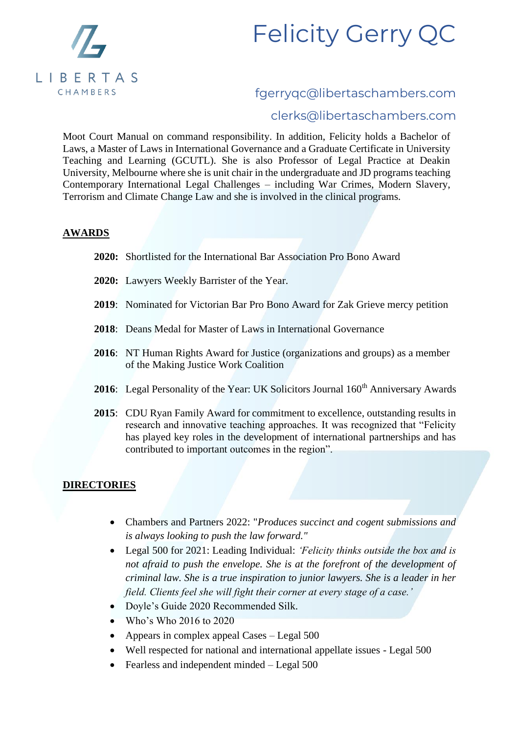Moot Court Manual on command responsibility. In addition, Felicity holds a Bachelor of Laws, a Master of Laws in International Governance and a Graduate Certificate in University Teaching and Learning (GCUTL). She is also Professor of Legal Practice at Deakin University, Melbourne where she is unit chair in the undergraduate and JD programs teaching Contemporary International Legal Challenges – including War Crimes, Modern Slavery, Terrorism and Climate Change Law and she is involved in the clinical programs.

## AWARDS

**2020:** Shortlisted for the International Bar Association Pro Bono Award

**2020:** Lawyers Weekly Barrister of the Year.

**2019**: Nominated for Victorian Bar Pro Bono Award for Zak Grieve mercy petition

**2018**: Deans Medal for Master of Laws in International Governance

**2016**: NT Human Rights Award for Justice (organizations and groups) as a member of the Making Justice Work Coalition

**2016**: Legal Personality of the Year: UK Solicitors Journal 160th Anniversary Awards

**2015**: CDU Ryan Family Award for commitment to excellence, outstanding results in research and innovative teaching approaches. It was recognized that "Felicity has played key roles in the development of international partnerships and has contributed to important outcomes in the region".

## DIRECTORIES

- Chambers and Partners 2022: "*Produces succinct and cogent submissions and is always looking to push the law forward.*"
- Legal 500 for 2021: Leading Individual: *'Felicity thinks outside the box and is not afraid to push the envelope. She is at the forefront of the development of criminal law. She is a true inspiration to junior lawyers. She is a leader in her field. Clients feel she will fight their corner at every stage of a case.'*
- Doyle's Guide 2020 Recommended Silk.
- Who's Who 2016 to 2020
- Appears in complex appeal Cases – Legal 500
- Well respected for national and international appellate issues - Legal 500
- Fearless and independent minded – Legal 500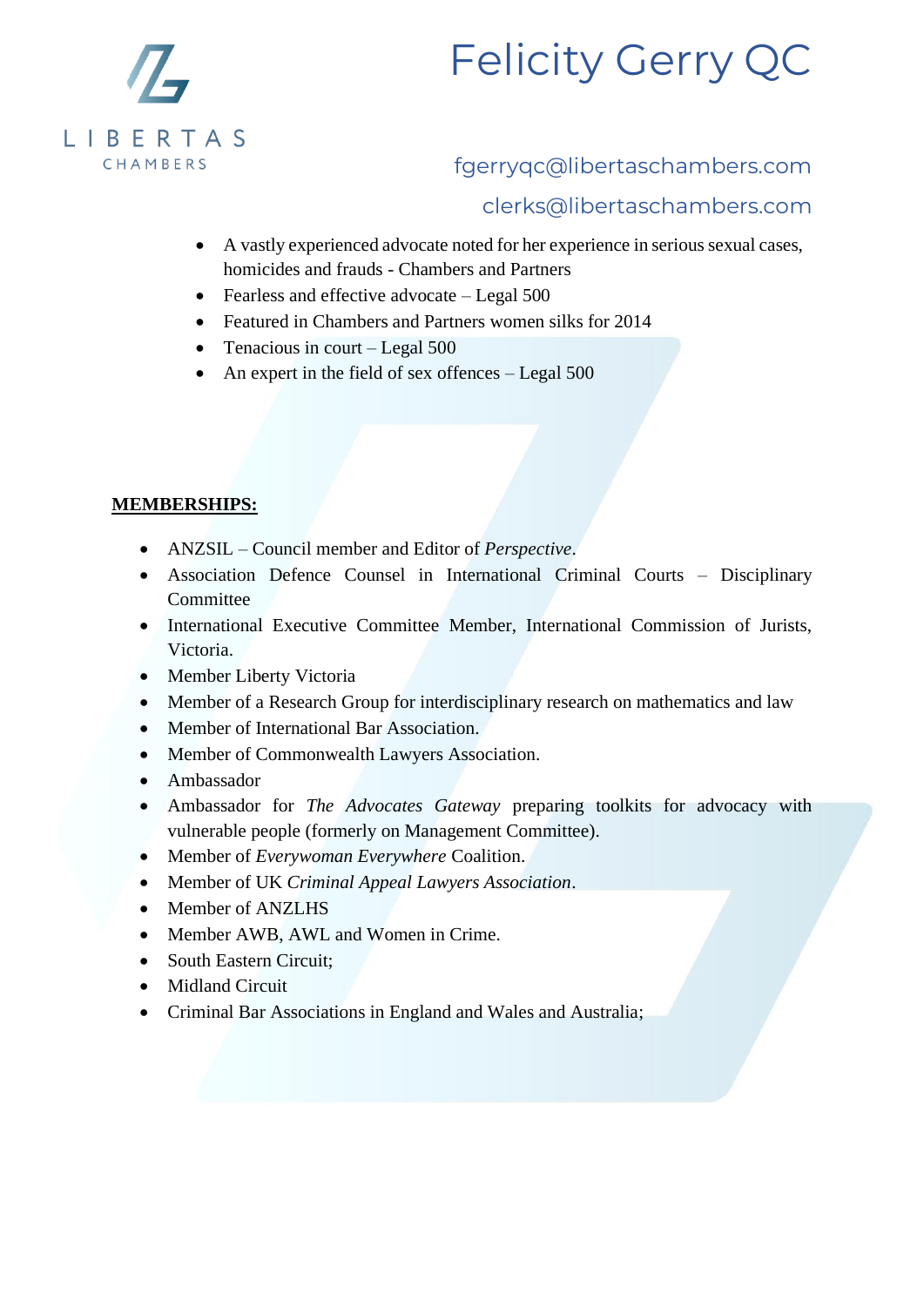# Felicity Gerry QC

fgerryqc@libertaschambers.com

clerks@libertaschambers.com

- A vastly experienced advocate noted for her experience in serious sexual cases, homicides and frauds - Chambers and Partners
- Fearless and effective advocate – Legal 500
- Featured in Chambers and Partners women silks for 2014
- Tenacious in court – Legal 500
- An expert in the field of sex offences – Legal 500

**<u>MEMBERSHIPS:</u>**

- ANZSIL – Council member and Editor of *Perspective*.
- Association Defence Counsel in International Criminal Courts – Disciplinary Committee
- International Executive Committee Member, International Commission of Jurists, Victoria.
- Member Liberty Victoria
- Member of a Research Group for interdisciplinary research on mathematics and law
- Member of International Bar Association.
- Member of Commonwealth Lawyers Association.
- Ambassador
- Ambassador for *The Advocates Gateway* preparing toolkits for advocacy with vulnerable people (formerly on Management Committee).
- Member of *Everywoman Everywhere* Coalition.
- Member of UK *Criminal Appeal Lawyers Association*.
- Member of ANZLHS
- Member AWB, AWL and Women in Crime.
- South Eastern Circuit;
- Midland Circuit
- Criminal Bar Associations in England and Wales and Australia;